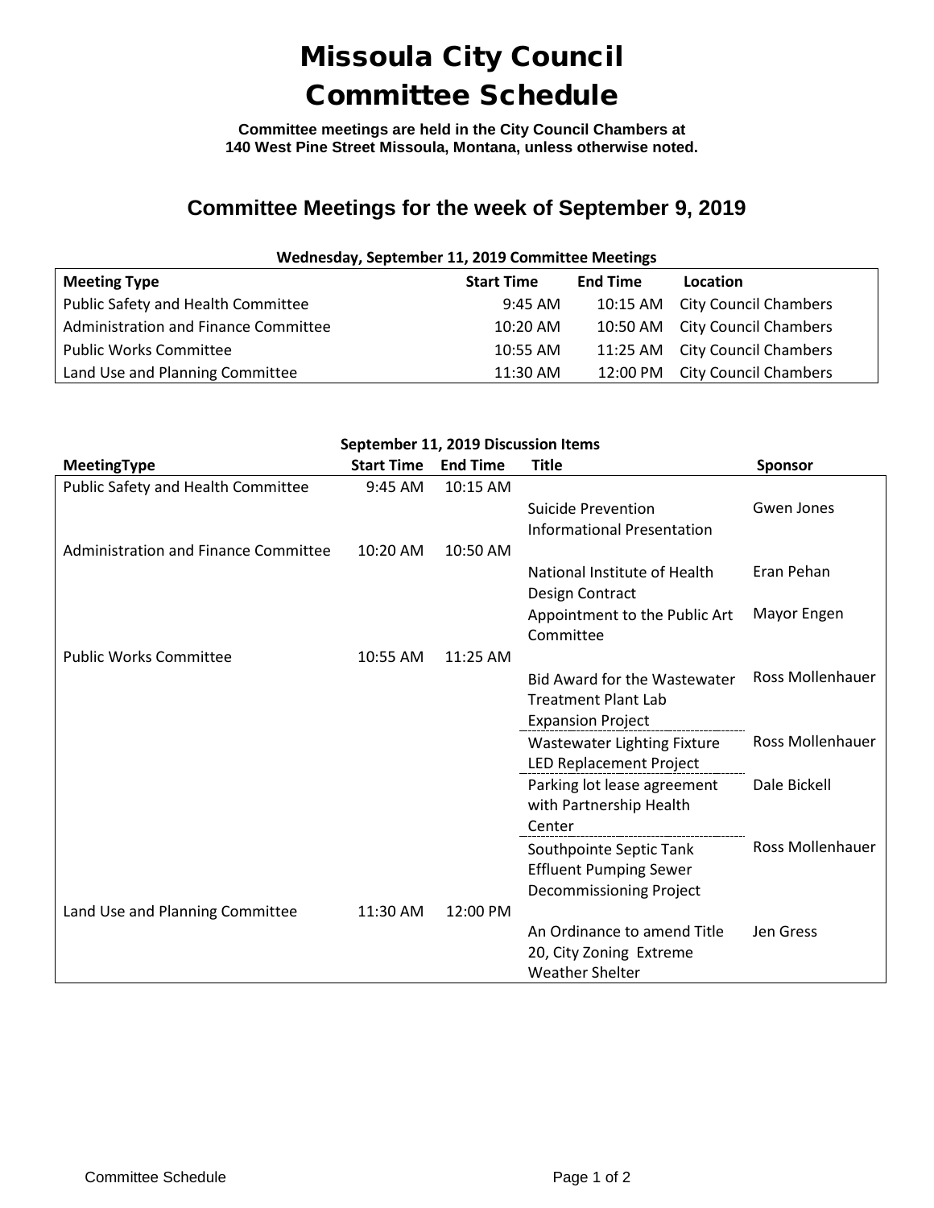# Missoula City Council
# Committee Schedule

**Committee meetings are held in the City Council Chambers at 140 West Pine Street Missoula, Montana, unless otherwise noted.**

## Committee Meetings for the week of September 9, 2019

**Wednesday, September 11, 2019 Committee Meetings**

| Meeting Type | Start Time | End Time | Location |
|---|---|---|---|
| Public Safety and Health Committee | 9:45 AM | 10:15 AM | City Council Chambers |
| Administration and Finance Committee | 10:20 AM | 10:50 AM | City Council Chambers |
| Public Works Committee | 10:55 AM | 11:25 AM | City Council Chambers |
| Land Use and Planning Committee | 11:30 AM | 12:00 PM | City Council Chambers |

**September 11, 2019 Discussion Items**

| MeetingType | Start Time | End Time | Title | Sponsor |
|---|---|---|---|---|
| Public Safety and Health Committee | 9:45 AM | 10:15 AM | | |
| | | | Suicide Prevention Informational Presentation | Gwen Jones |
| Administration and Finance Committee | 10:20 AM | 10:50 AM | | |
| | | | National Institute of Health Design Contract | Eran Pehan |
| | | | Appointment to the Public Art Committee | Mayor Engen |
| Public Works Committee | 10:55 AM | 11:25 AM | | |
| | | | Bid Award for the Wastewater Treatment Plant Lab Expansion Project | Ross Mollenhauer |
| | | | Wastewater Lighting Fixture LED Replacement Project | Ross Mollenhauer |
| | | | Parking lot lease agreement with Partnership Health Center | Dale Bickell |
| | | | Southpointe Septic Tank Effluent Pumping Sewer Decommissioning Project | Ross Mollenhauer |
| Land Use and Planning Committee | 11:30 AM | 12:00 PM | | |
| | | | An Ordinance to amend Title 20, City Zoning Extreme Weather Shelter | Jen Gress |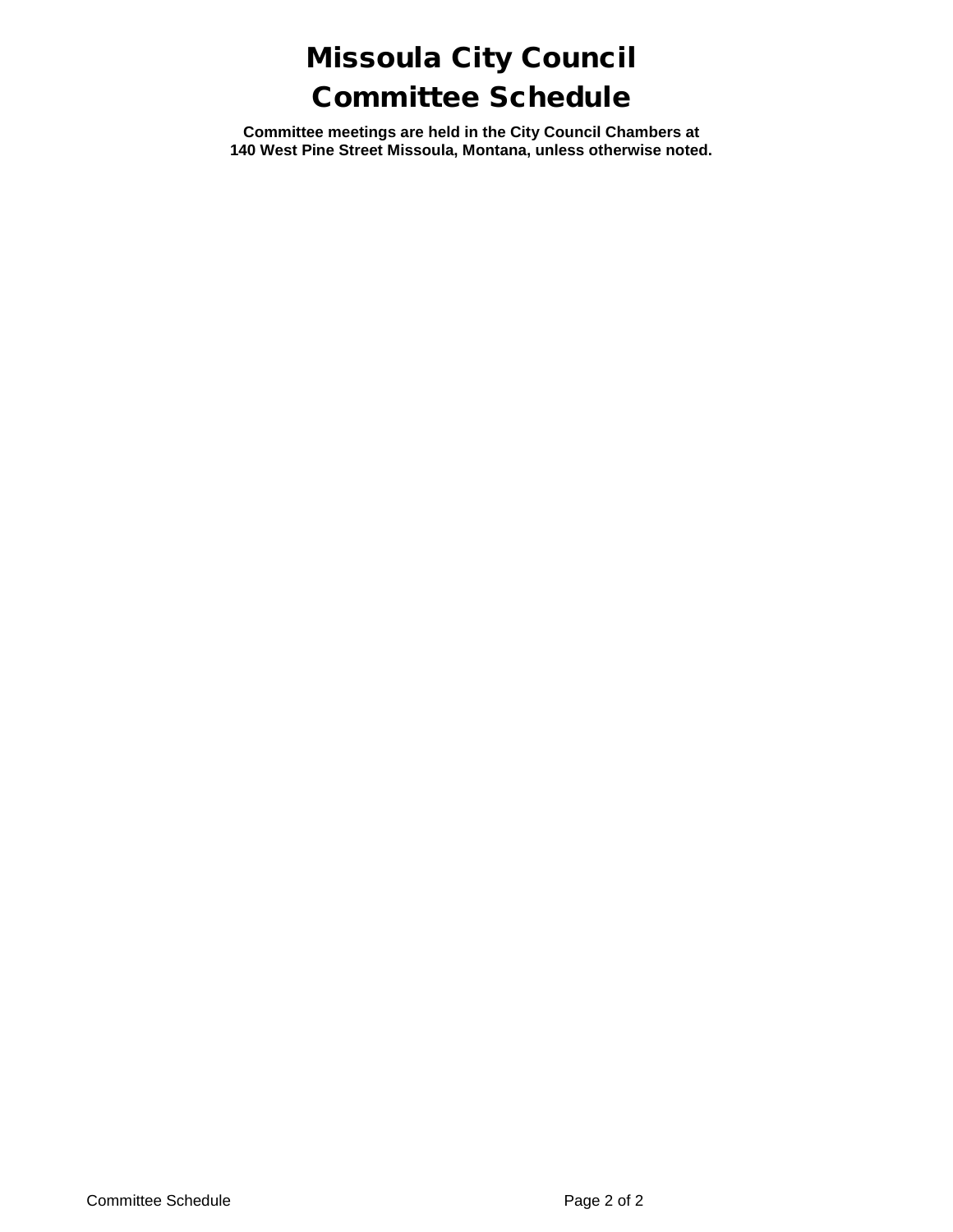# Missoula City Council
# Committee Schedule

**Committee meetings are held in the City Council Chambers at 140 West Pine Street Missoula, Montana, unless otherwise noted.**